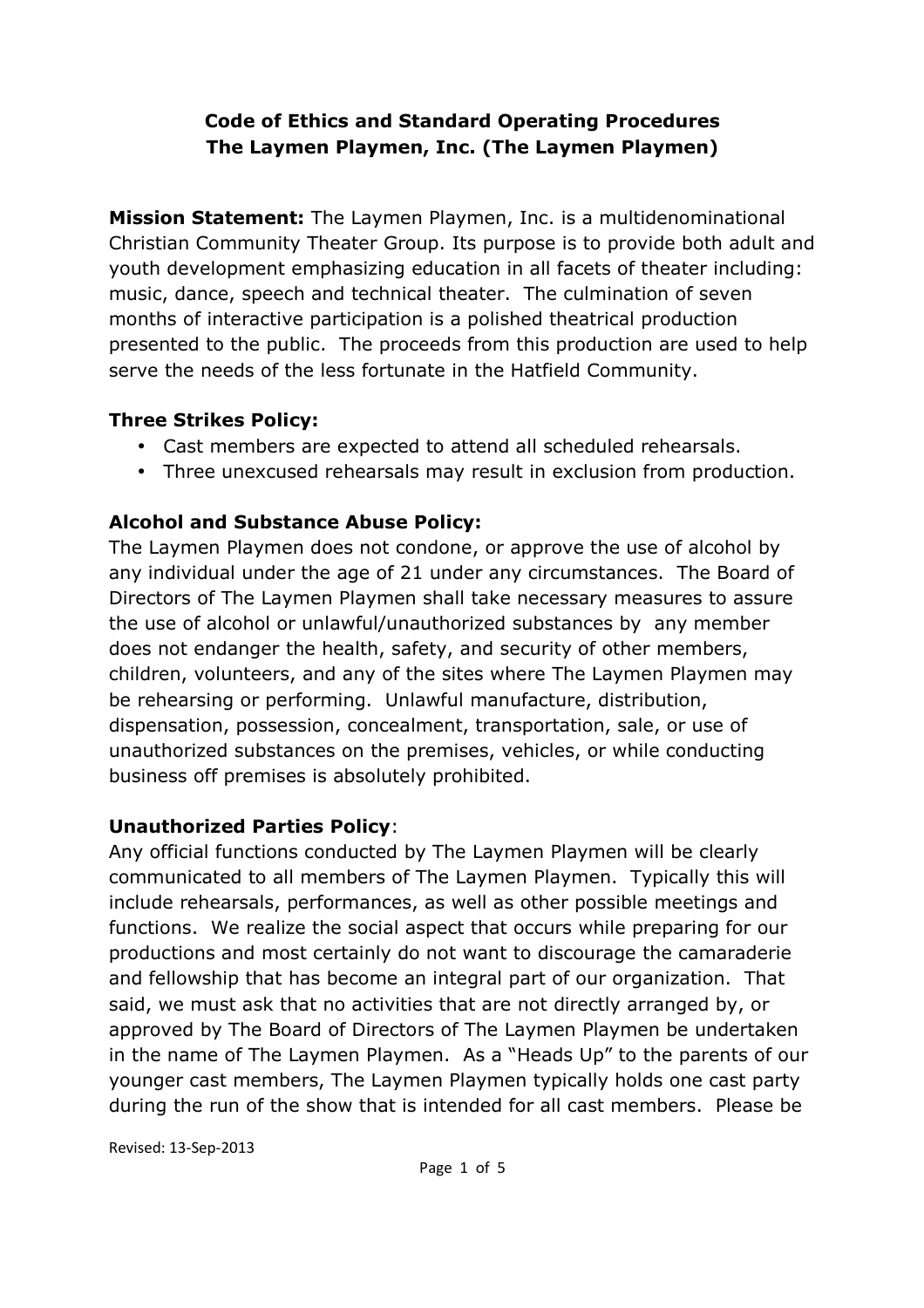# Code of Ethics and Standard Operating Procedures
# The Laymen Playmen, Inc. (The Laymen Playmen)

**Mission Statement:** The Laymen Playmen, Inc. is a multidenominational Christian Community Theater Group. Its purpose is to provide both adult and youth development emphasizing education in all facets of theater including: music, dance, speech and technical theater. The culmination of seven months of interactive participation is a polished theatrical production presented to the public. The proceeds from this production are used to help serve the needs of the less fortunate in the Hatfield Community.

## Three Strikes Policy:

- Cast members are expected to attend all scheduled rehearsals.
- Three unexcused rehearsals may result in exclusion from production.

## Alcohol and Substance Abuse Policy:

The Laymen Playmen does not condone, or approve the use of alcohol by any individual under the age of 21 under any circumstances. The Board of Directors of The Laymen Playmen shall take necessary measures to assure the use of alcohol or unlawful/unauthorized substances by any member does not endanger the health, safety, and security of other members, children, volunteers, and any of the sites where The Laymen Playmen may be rehearsing or performing. Unlawful manufacture, distribution, dispensation, possession, concealment, transportation, sale, or use of unauthorized substances on the premises, vehicles, or while conducting business off premises is absolutely prohibited.

## Unauthorized Parties Policy:

Any official functions conducted by The Laymen Playmen will be clearly communicated to all members of The Laymen Playmen. Typically this will include rehearsals, performances, as well as other possible meetings and functions. We realize the social aspect that occurs while preparing for our productions and most certainly do not want to discourage the camaraderie and fellowship that has become an integral part of our organization. That said, we must ask that no activities that are not directly arranged by, or approved by The Board of Directors of The Laymen Playmen be undertaken in the name of The Laymen Playmen. As a "Heads Up" to the parents of our younger cast members, The Laymen Playmen typically holds one cast party during the run of the show that is intended for all cast members. Please be

Revised: 13-Sep-2013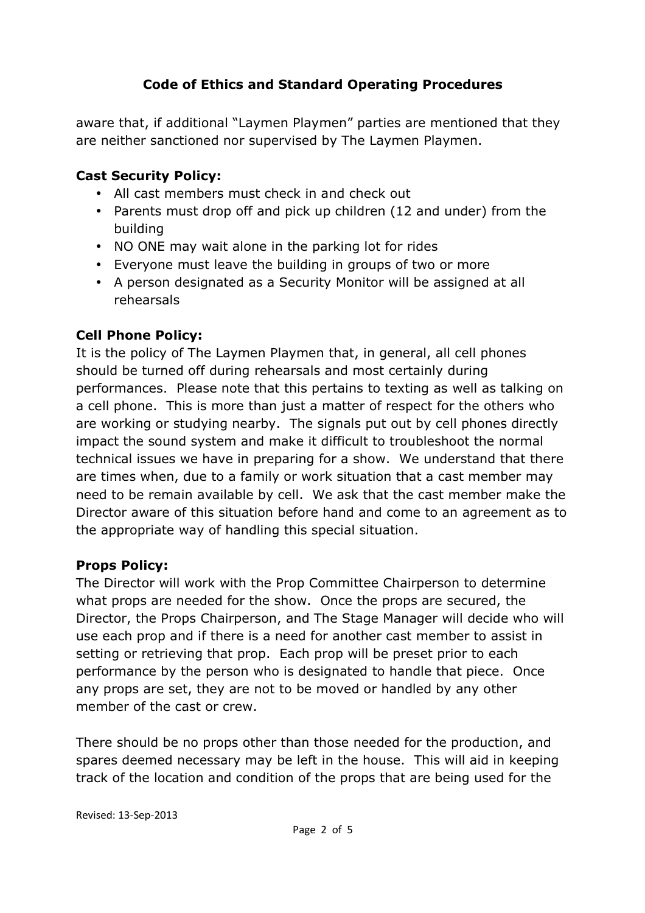aware that, if additional "Laymen Playmen" parties are mentioned that they are neither sanctioned nor supervised by The Laymen Playmen.

**Cast Security Policy:**

- All cast members must check in and check out
- Parents must drop off and pick up children (12 and under) from the building
- NO ONE may wait alone in the parking lot for rides
- Everyone must leave the building in groups of two or more
- A person designated as a Security Monitor will be assigned at all rehearsals

**Cell Phone Policy:**

It is the policy of The Laymen Playmen that, in general, all cell phones should be turned off during rehearsals and most certainly during performances. Please note that this pertains to texting as well as talking on a cell phone. This is more than just a matter of respect for the others who are working or studying nearby. The signals put out by cell phones directly impact the sound system and make it difficult to troubleshoot the normal technical issues we have in preparing for a show. We understand that there are times when, due to a family or work situation that a cast member may need to be remain available by cell. We ask that the cast member make the Director aware of this situation before hand and come to an agreement as to the appropriate way of handling this special situation.

**Props Policy:**

The Director will work with the Prop Committee Chairperson to determine what props are needed for the show. Once the props are secured, the Director, the Props Chairperson, and The Stage Manager will decide who will use each prop and if there is a need for another cast member to assist in setting or retrieving that prop. Each prop will be preset prior to each performance by the person who is designated to handle that piece. Once any props are set, they are not to be moved or handled by any other member of the cast or crew.

There should be no props other than those needed for the production, and spares deemed necessary may be left in the house. This will aid in keeping track of the location and condition of the props that are being used for the

Revised: 13-Sep-2013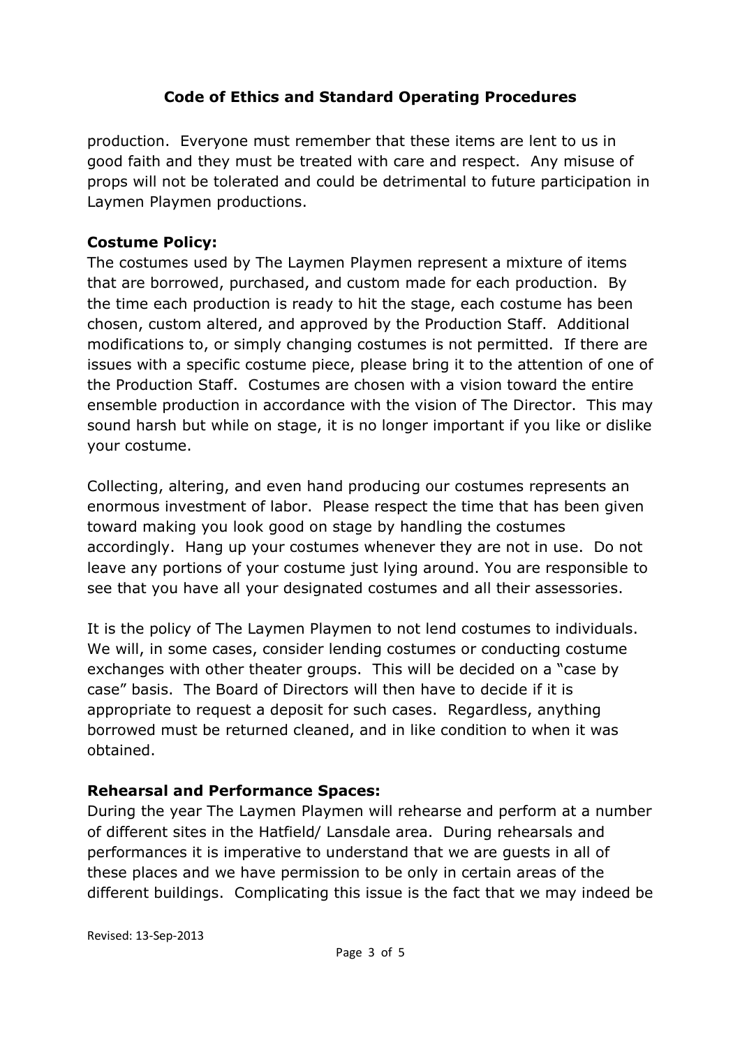production. Everyone must remember that these items are lent to us in good faith and they must be treated with care and respect. Any misuse of props will not be tolerated and could be detrimental to future participation in Laymen Playmen productions.

**Costume Policy:**

The costumes used by The Laymen Playmen represent a mixture of items that are borrowed, purchased, and custom made for each production. By the time each production is ready to hit the stage, each costume has been chosen, custom altered, and approved by the Production Staff. Additional modifications to, or simply changing costumes is not permitted. If there are issues with a specific costume piece, please bring it to the attention of one of the Production Staff. Costumes are chosen with a vision toward the entire ensemble production in accordance with the vision of The Director. This may sound harsh but while on stage, it is no longer important if you like or dislike your costume.

Collecting, altering, and even hand producing our costumes represents an enormous investment of labor. Please respect the time that has been given toward making you look good on stage by handling the costumes accordingly. Hang up your costumes whenever they are not in use. Do not leave any portions of your costume just lying around. You are responsible to see that you have all your designated costumes and all their assessories.

It is the policy of The Laymen Playmen to not lend costumes to individuals. We will, in some cases, consider lending costumes or conducting costume exchanges with other theater groups. This will be decided on a "case by case" basis. The Board of Directors will then have to decide if it is appropriate to request a deposit for such cases. Regardless, anything borrowed must be returned cleaned, and in like condition to when it was obtained.

**Rehearsal and Performance Spaces:**

During the year The Laymen Playmen will rehearse and perform at a number of different sites in the Hatfield/ Lansdale area. During rehearsals and performances it is imperative to understand that we are guests in all of these places and we have permission to be only in certain areas of the different buildings. Complicating this issue is the fact that we may indeed be

Revised: 13-Sep-2013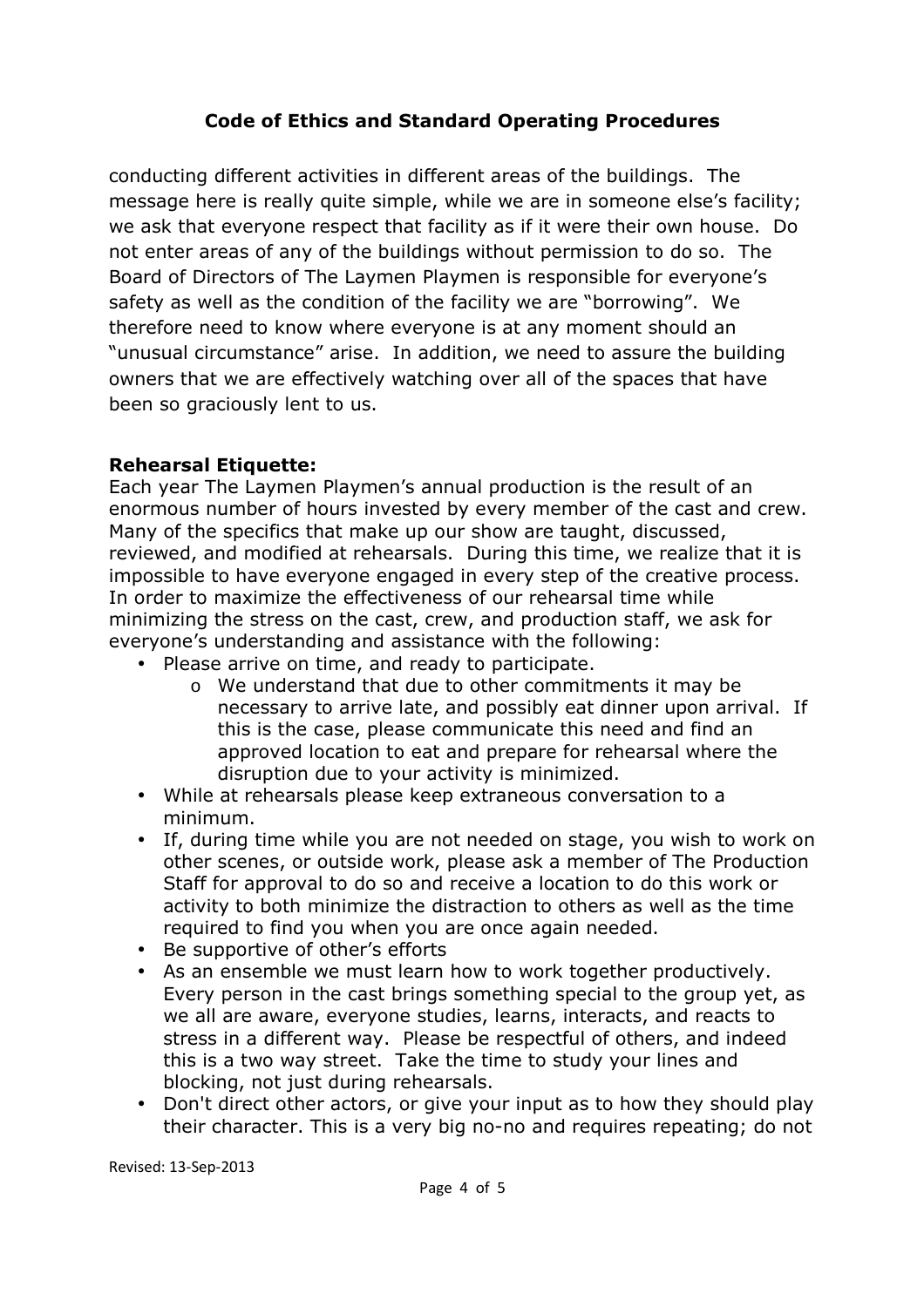conducting different activities in different areas of the buildings. The message here is really quite simple, while we are in someone else's facility; we ask that everyone respect that facility as if it were their own house. Do not enter areas of any of the buildings without permission to do so. The Board of Directors of The Laymen Playmen is responsible for everyone's safety as well as the condition of the facility we are "borrowing". We therefore need to know where everyone is at any moment should an "unusual circumstance" arise. In addition, we need to assure the building owners that we are effectively watching over all of the spaces that have been so graciously lent to us.

**Rehearsal Etiquette:**

Each year The Laymen Playmen's annual production is the result of an enormous number of hours invested by every member of the cast and crew. Many of the specifics that make up our show are taught, discussed, reviewed, and modified at rehearsals. During this time, we realize that it is impossible to have everyone engaged in every step of the creative process. In order to maximize the effectiveness of our rehearsal time while minimizing the stress on the cast, crew, and production staff, we ask for everyone's understanding and assistance with the following:

- Please arrive on time, and ready to participate.
  - We understand that due to other commitments it may be necessary to arrive late, and possibly eat dinner upon arrival. If this is the case, please communicate this need and find an approved location to eat and prepare for rehearsal where the disruption due to your activity is minimized.
- While at rehearsals please keep extraneous conversation to a minimum.
- If, during time while you are not needed on stage, you wish to work on other scenes, or outside work, please ask a member of The Production Staff for approval to do so and receive a location to do this work or activity to both minimize the distraction to others as well as the time required to find you when you are once again needed.
- Be supportive of other's efforts
- As an ensemble we must learn how to work together productively. Every person in the cast brings something special to the group yet, as we all are aware, everyone studies, learns, interacts, and reacts to stress in a different way. Please be respectful of others, and indeed this is a two way street. Take the time to study your lines and blocking, not just during rehearsals.
- Don't direct other actors, or give your input as to how they should play their character. This is a very big no-no and requires repeating; do not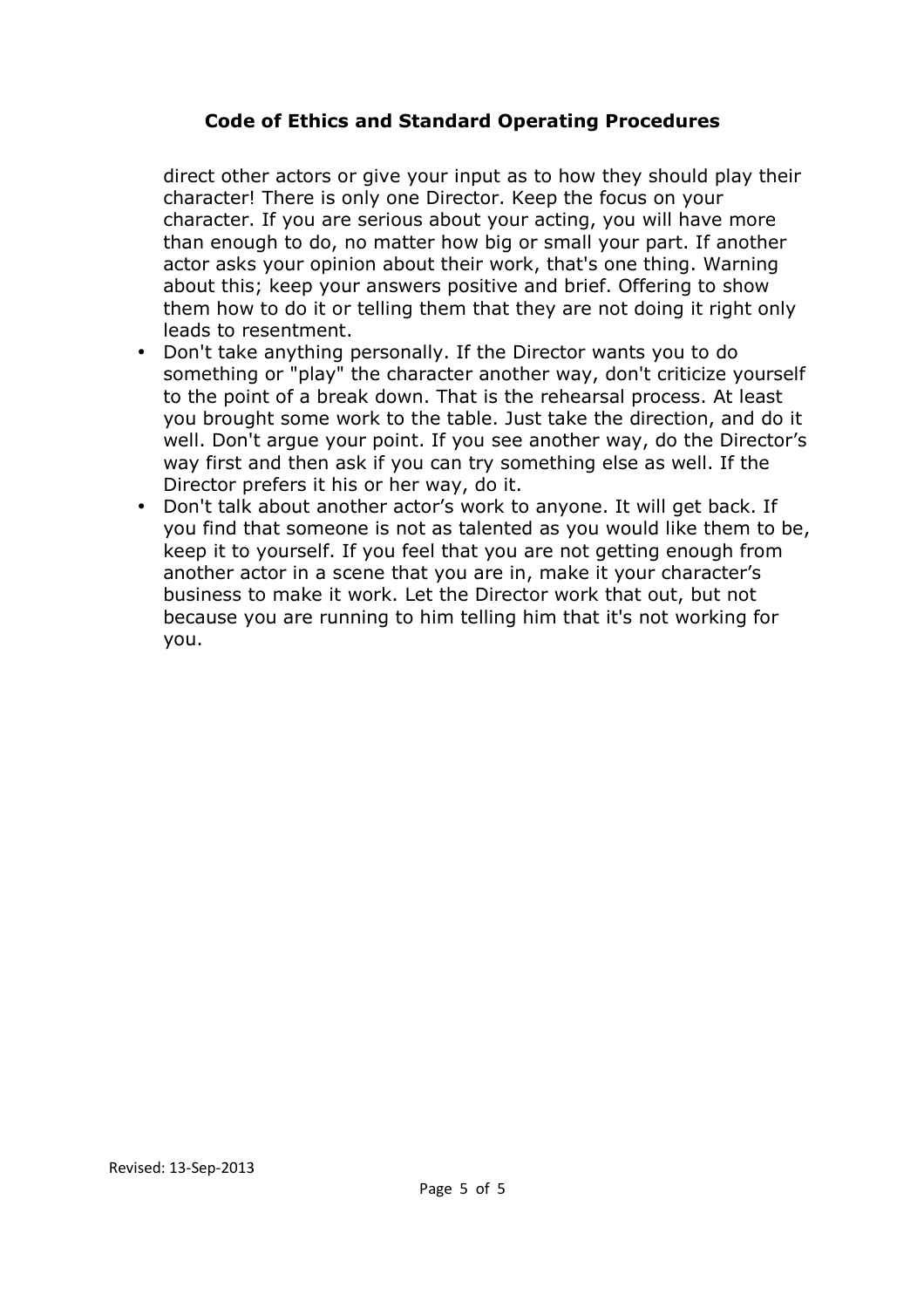direct other actors or give your input as to how they should play their character! There is only one Director. Keep the focus on your character. If you are serious about your acting, you will have more than enough to do, no matter how big or small your part. If another actor asks your opinion about their work, that's one thing. Warning about this; keep your answers positive and brief. Offering to show them how to do it or telling them that they are not doing it right only leads to resentment.

- Don't take anything personally. If the Director wants you to do something or "play" the character another way, don't criticize yourself to the point of a break down. That is the rehearsal process. At least you brought some work to the table. Just take the direction, and do it well. Don't argue your point. If you see another way, do the Director's way first and then ask if you can try something else as well. If the Director prefers it his or her way, do it.
- Don't talk about another actor's work to anyone. It will get back. If you find that someone is not as talented as you would like them to be, keep it to yourself. If you feel that you are not getting enough from another actor in a scene that you are in, make it your character's business to make it work. Let the Director work that out, but not because you are running to him telling him that it's not working for you.